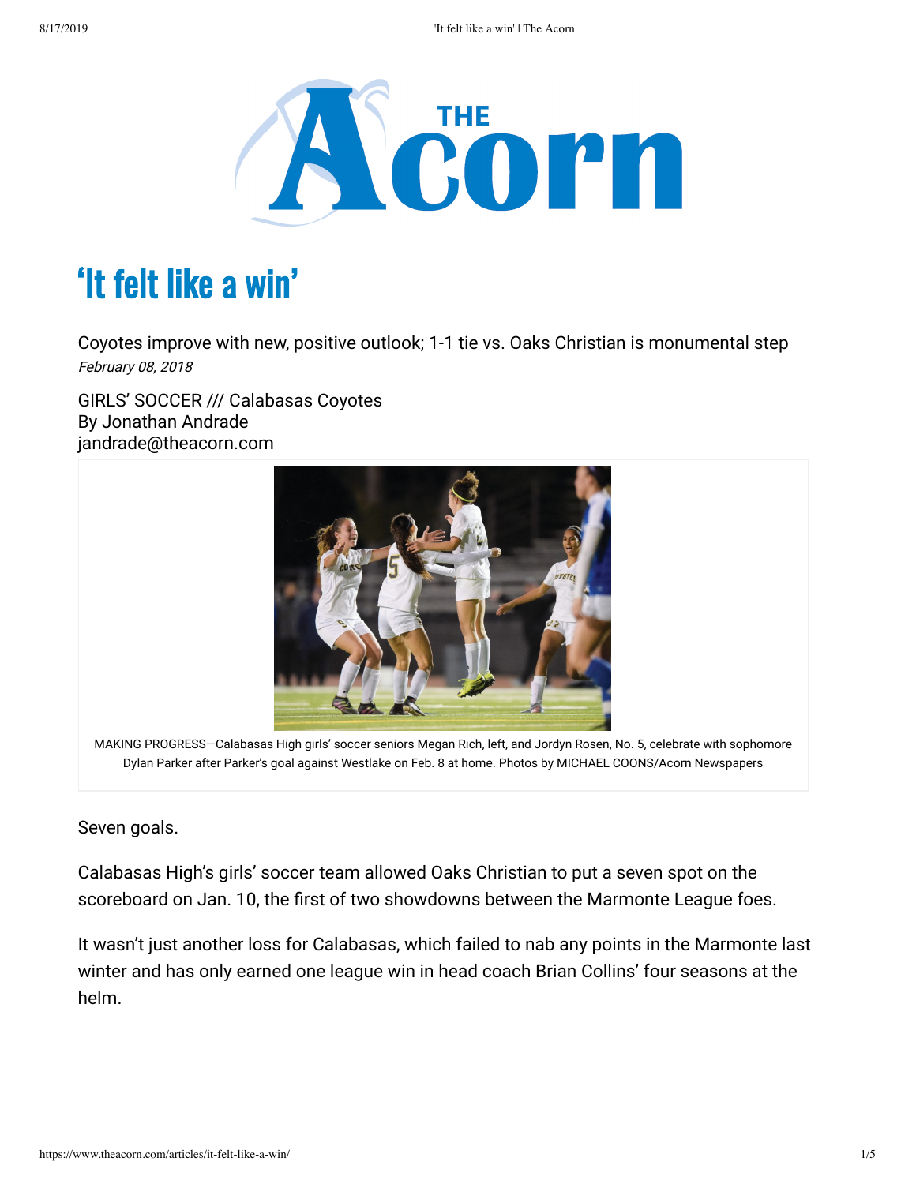# 'It felt like a win'

Coyotes improve with new, positive outlook; 1-1 tie vs. Oaks Christian is monumental step

*February 08, 2018*

GIRLS' SOCCER /// Calabasas Coyotes
By Jonathan Andrade
jandrade@theacorn.com

MAKING PROGRESS—Calabasas High girls' soccer seniors Megan Rich, left, and Jordyn Rosen, No. 5, celebrate with sophomore Dylan Parker after Parker's goal against Westlake on Feb. 8 at home. Photos by MICHAEL COONS/Acorn Newspapers

Seven goals.

Calabasas High's girls' soccer team allowed Oaks Christian to put a seven spot on the scoreboard on Jan. 10, the first of two showdowns between the Marmonte League foes.

It wasn't just another loss for Calabasas, which failed to nab any points in the Marmonte last winter and has only earned one league win in head coach Brian Collins' four seasons at the helm.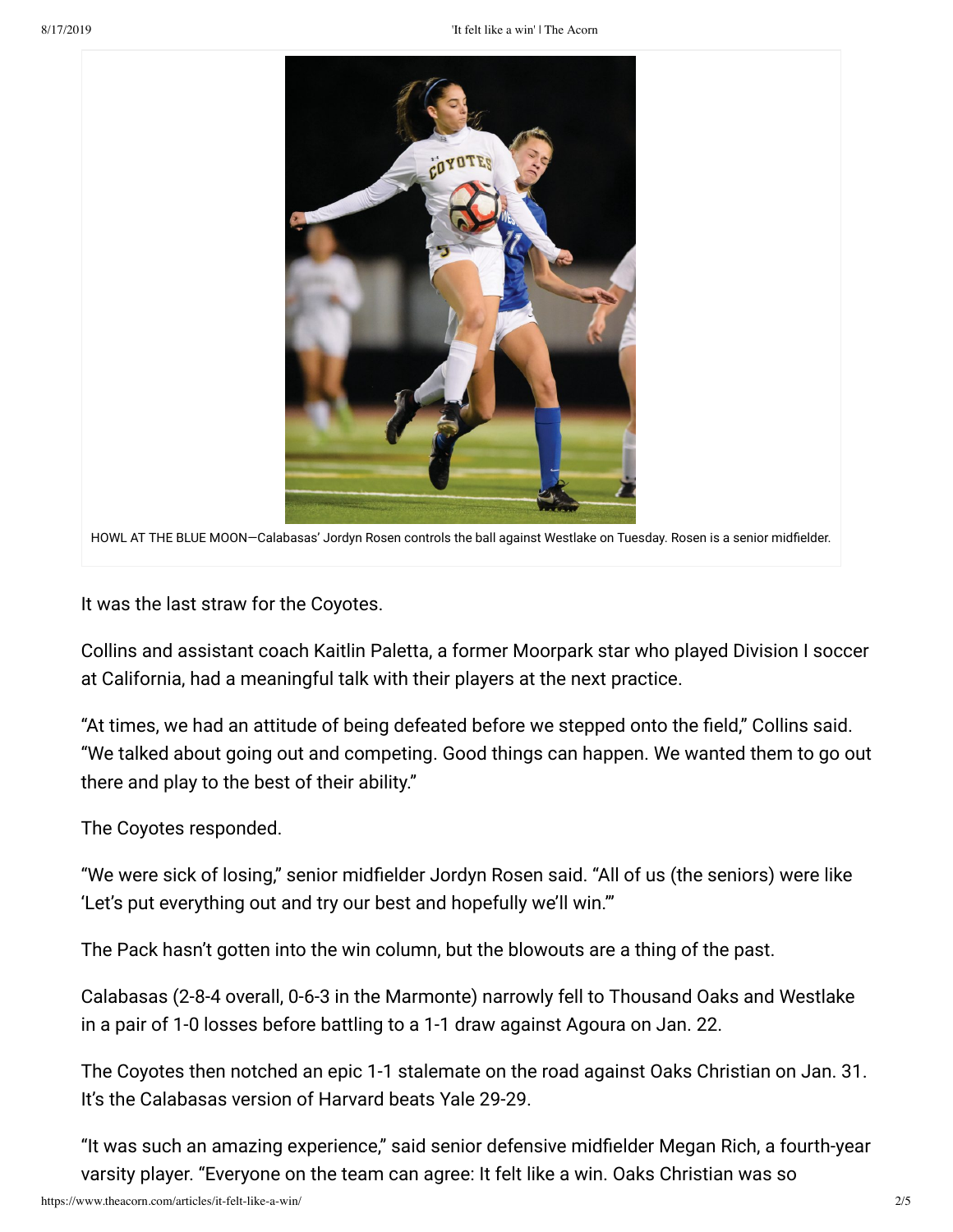HOWL AT THE BLUE MOON—Calabasas' Jordyn Rosen controls the ball against Westlake on Tuesday. Rosen is a senior midfielder.

It was the last straw for the Coyotes.

Collins and assistant coach Kaitlin Paletta, a former Moorpark star who played Division I soccer at California, had a meaningful talk with their players at the next practice.

"At times, we had an attitude of being defeated before we stepped onto the field," Collins said. "We talked about going out and competing. Good things can happen. We wanted them to go out there and play to the best of their ability."

The Coyotes responded.

"We were sick of losing," senior midfielder Jordyn Rosen said. "All of us (the seniors) were like 'Let's put everything out and try our best and hopefully we'll win.'"

The Pack hasn't gotten into the win column, but the blowouts are a thing of the past.

Calabasas (2-8-4 overall, 0-6-3 in the Marmonte) narrowly fell to Thousand Oaks and Westlake in a pair of 1-0 losses before battling to a 1-1 draw against Agoura on Jan. 22.

The Coyotes then notched an epic 1-1 stalemate on the road against Oaks Christian on Jan. 31. It's the Calabasas version of Harvard beats Yale 29-29.

"It was such an amazing experience," said senior defensive midfielder Megan Rich, a fourth-year varsity player. "Everyone on the team can agree: It felt like a win. Oaks Christian was so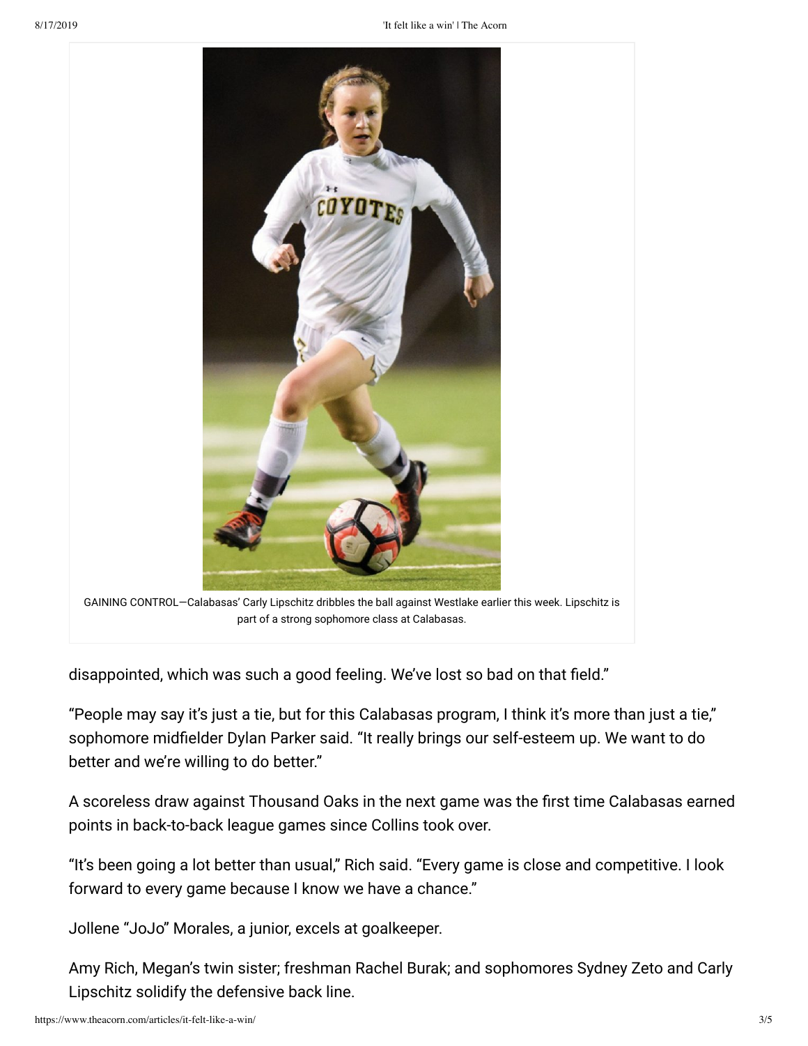GAINING CONTROL—Calabasas' Carly Lipschitz dribbles the ball against Westlake earlier this week. Lipschitz is part of a strong sophomore class at Calabasas.

disappointed, which was such a good feeling. We've lost so bad on that field."

"People may say it's just a tie, but for this Calabasas program, I think it's more than just a tie," sophomore midfielder Dylan Parker said. "It really brings our self-esteem up. We want to do better and we're willing to do better."

A scoreless draw against Thousand Oaks in the next game was the first time Calabasas earned points in back-to-back league games since Collins took over.

"It's been going a lot better than usual," Rich said. "Every game is close and competitive. I look forward to every game because I know we have a chance."

Jollene "JoJo" Morales, a junior, excels at goalkeeper.

Amy Rich, Megan's twin sister; freshman Rachel Burak; and sophomores Sydney Zeto and Carly Lipschitz solidify the defensive back line.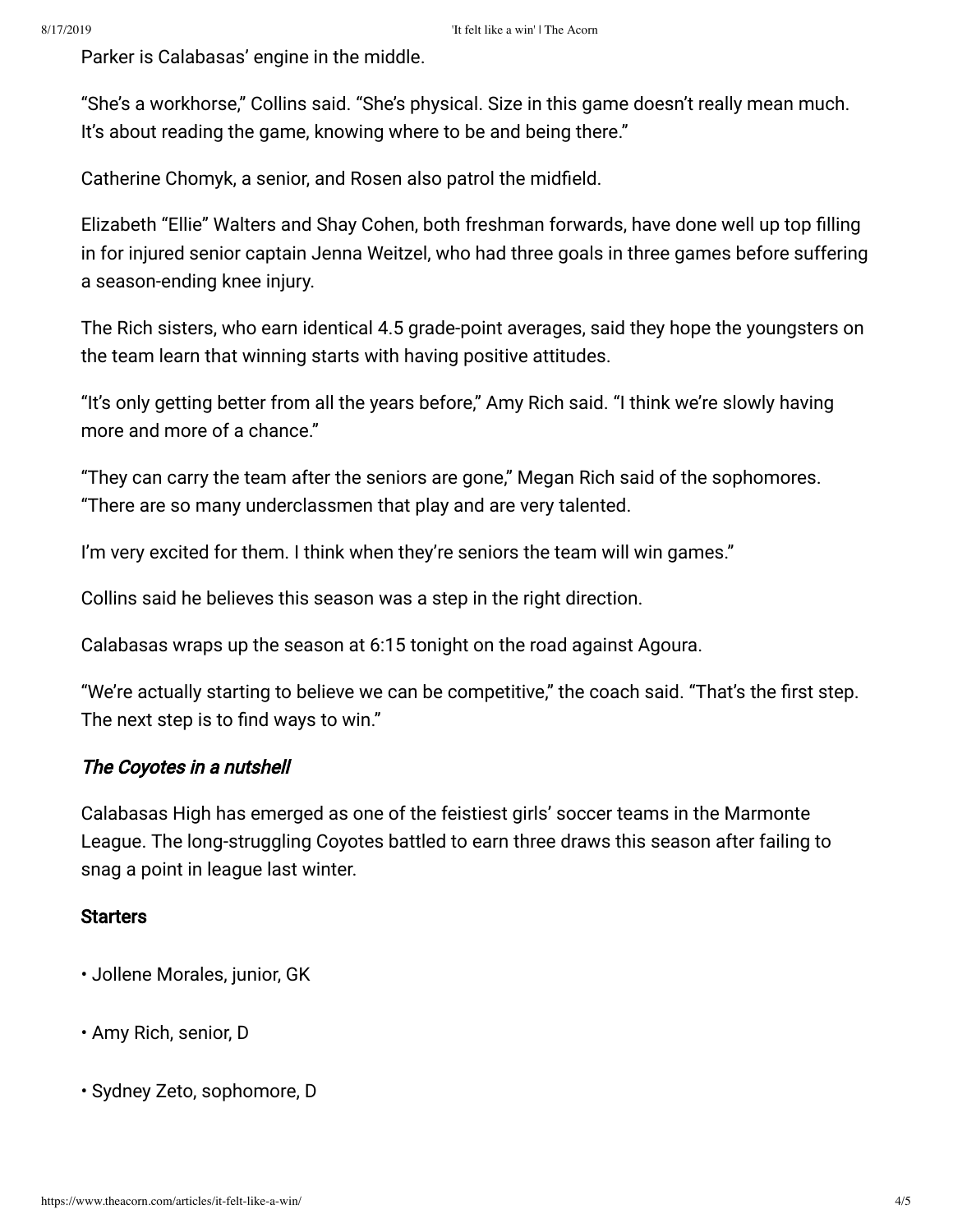Parker is Calabasas' engine in the middle.

"She's a workhorse," Collins said. "She's physical. Size in this game doesn't really mean much. It's about reading the game, knowing where to be and being there."

Catherine Chomyk, a senior, and Rosen also patrol the midfield.

Elizabeth "Ellie" Walters and Shay Cohen, both freshman forwards, have done well up top filling in for injured senior captain Jenna Weitzel, who had three goals in three games before suffering a season-ending knee injury.

The Rich sisters, who earn identical 4.5 grade-point averages, said they hope the youngsters on the team learn that winning starts with having positive attitudes.

"It's only getting better from all the years before," Amy Rich said. "I think we're slowly having more and more of a chance."

"They can carry the team after the seniors are gone," Megan Rich said of the sophomores. "There are so many underclassmen that play and are very talented.

I'm very excited for them. I think when they're seniors the team will win games."

Collins said he believes this season was a step in the right direction.

Calabasas wraps up the season at 6:15 tonight on the road against Agoura.

"We're actually starting to believe we can be competitive," the coach said. "That's the first step. The next step is to find ways to win."

### *The Coyotes in a nutshell*

Calabasas High has emerged as one of the feistiest girls' soccer teams in the Marmonte League. The long-struggling Coyotes battled to earn three draws this season after failing to snag a point in league last winter.

**Starters**

• Jollene Morales, junior, GK

• Amy Rich, senior, D

• Sydney Zeto, sophomore, D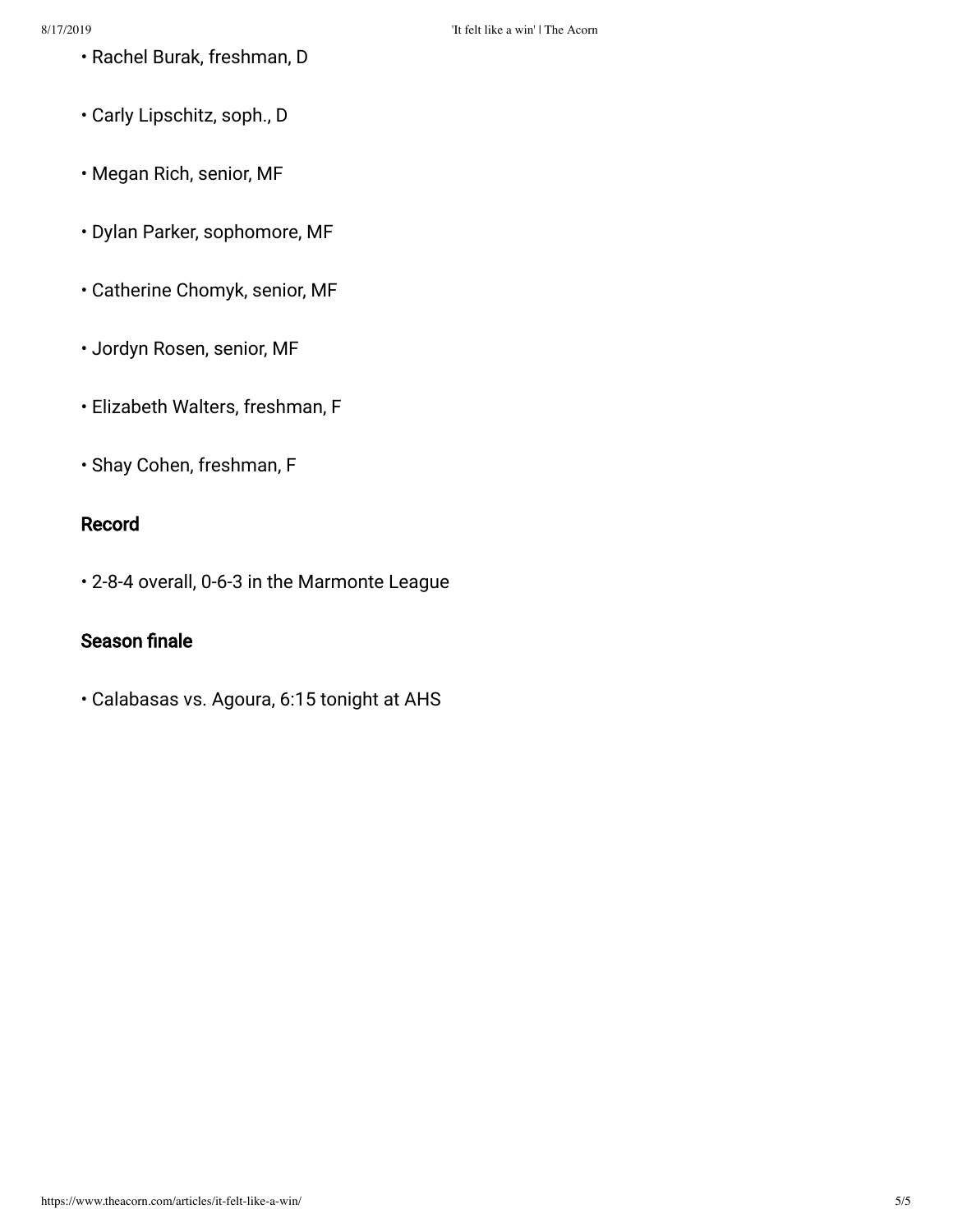- Rachel Burak, freshman, D
- Carly Lipschitz, soph., D
- Megan Rich, senior, MF
- Dylan Parker, sophomore, MF
- Catherine Chomyk, senior, MF
- Jordyn Rosen, senior, MF
- Elizabeth Walters, freshman, F
- Shay Cohen, freshman, F

### Record

- 2-8-4 overall, 0-6-3 in the Marmonte League

### Season finale

- Calabasas vs. Agoura, 6:15 tonight at AHS